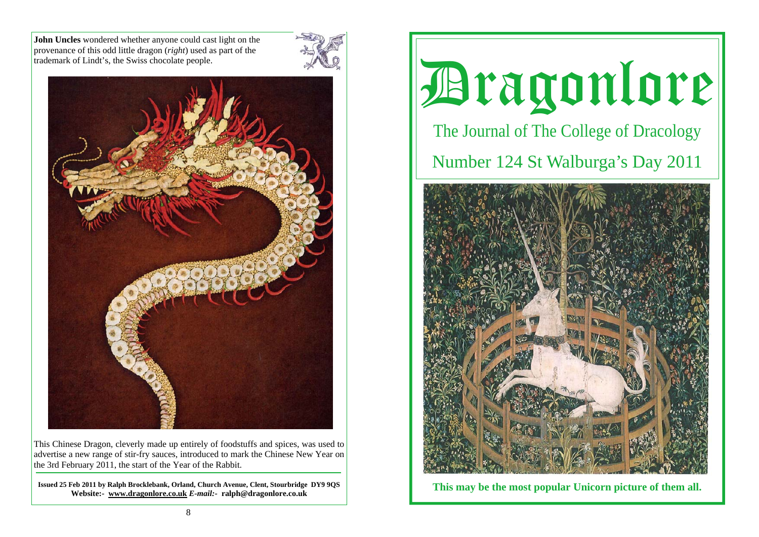**John Uncles** wondered whether anyone could cast light on the provenance of this odd little dragon (*right*) used as part of the trademark of Lindt's, the Swiss chocolate people.

This Chinese Dragon, cleverly made up entirely of foodstuffs and spices, was used to advertise a new range of stir-fry sauces, introduced to mark the Chinese New Year on the 3rd February 2011, the start of the Year of the Rabbit.

**Issued 25 Feb 2011 by Ralph Brocklebank, Orland, Church Avenue, Clent, Stourbridge DY9 9QS**
**Website:- www.dragonlore.co.uk *E-mail:-* ralph@dragonlore.co.uk**

# Dragonlore

## The Journal of The College of Dracology

## Number 124 St Walburga's Day 2011

**This may be the most popular Unicorn picture of them all.**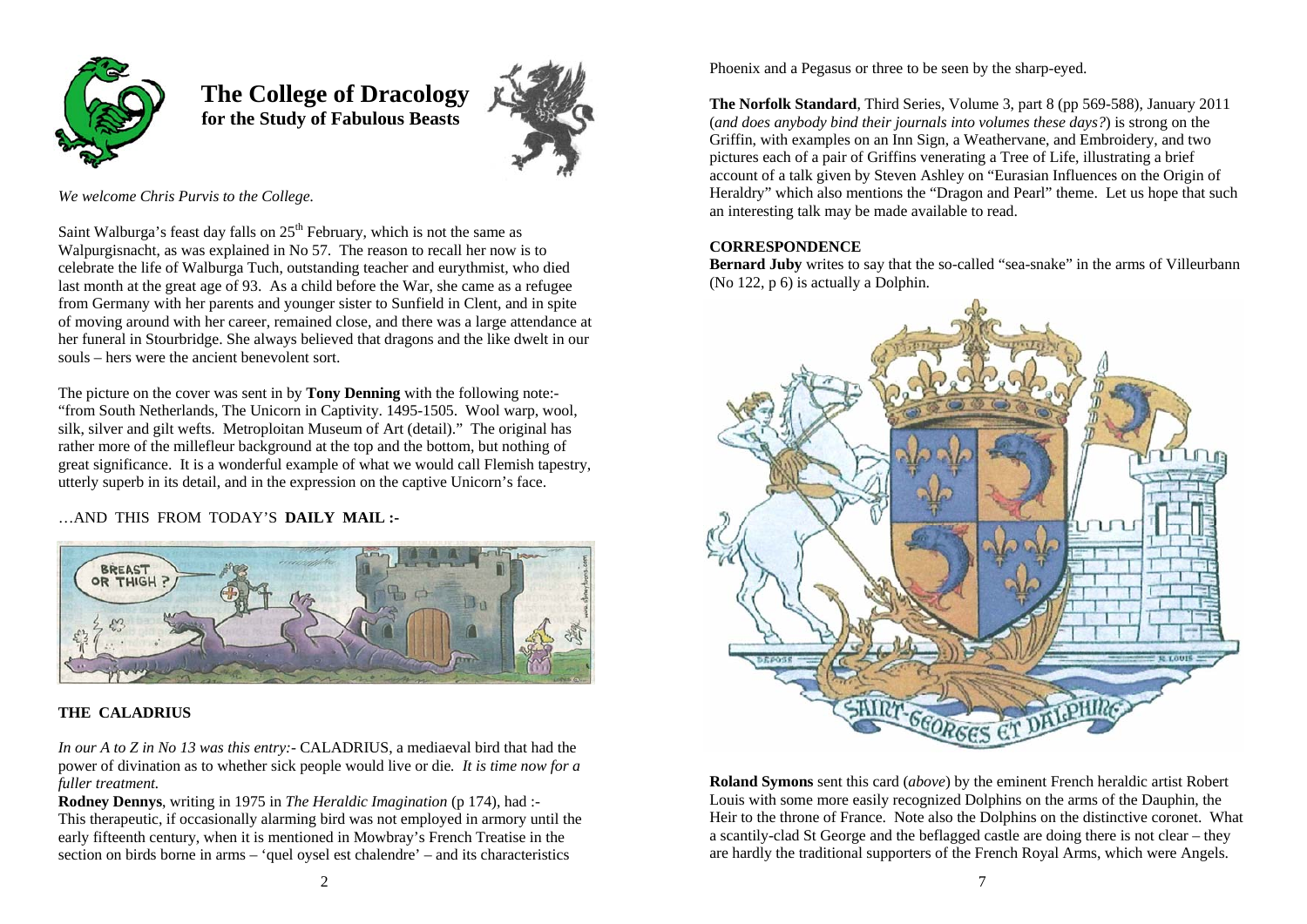# The College of Dracology
**for the Study of Fabulous Beasts**

*We welcome Chris Purvis to the College.*

Saint Walburga's feast day falls on 25th February, which is not the same as Walpurgisnacht, as was explained in No 57. The reason to recall her now is to celebrate the life of Walburga Tuch, outstanding teacher and eurythmist, who died last month at the great age of 93. As a child before the War, she came as a refugee from Germany with her parents and younger sister to Sunfield in Clent, and in spite of moving around with her career, remained close, and there was a large attendance at her funeral in Stourbridge. She always believed that dragons and the like dwelt in our souls – hers were the ancient benevolent sort.

The picture on the cover was sent in by **Tony Denning** with the following note:- "from South Netherlands, The Unicorn in Captivity. 1495-1505. Wool warp, wool, silk, silver and gilt wefts. Metroploitan Museum of Art (detail)." The original has rather more of the millefleur background at the top and the bottom, but nothing of great significance. It is a wonderful example of what we would call Flemish tapestry, utterly superb in its detail, and in the expression on the captive Unicorn's face.

…AND THIS FROM TODAY'S **DAILY MAIL :-**

## THE CALADRIUS

*In our A to Z in No 13 was this entry:-* CALADRIUS, a mediaeval bird that had the power of divination as to whether sick people would live or die*. It is time now for a fuller treatment.*

**Rodney Dennys**, writing in 1975 in *The Heraldic Imagination* (p 174), had :- This therapeutic, if occasionally alarming bird was not employed in armory until the early fifteenth century, when it is mentioned in Mowbray's French Treatise in the section on birds borne in arms – 'quel oysel est chalendre' – and its characteristics

Phoenix and a Pegasus or three to be seen by the sharp-eyed.

**The Norfolk Standard**, Third Series, Volume 3, part 8 (pp 569-588), January 2011 (*and does anybody bind their journals into volumes these days?*) is strong on the Griffin, with examples on an Inn Sign, a Weathervane, and Embroidery, and two pictures each of a pair of Griffins venerating a Tree of Life, illustrating a brief account of a talk given by Steven Ashley on "Eurasian Influences on the Origin of Heraldry" which also mentions the "Dragon and Pearl" theme. Let us hope that such an interesting talk may be made available to read.

## CORRESPONDENCE

**Bernard Juby** writes to say that the so-called "sea-snake" in the arms of Villeurbann (No 122, p 6) is actually a Dolphin.

**Roland Symons** sent this card (*above*) by the eminent French heraldic artist Robert Louis with some more easily recognized Dolphins on the arms of the Dauphin, the Heir to the throne of France. Note also the Dolphins on the distinctive coronet. What a scantily-clad St George and the beflagged castle are doing there is not clear – they are hardly the traditional supporters of the French Royal Arms, which were Angels.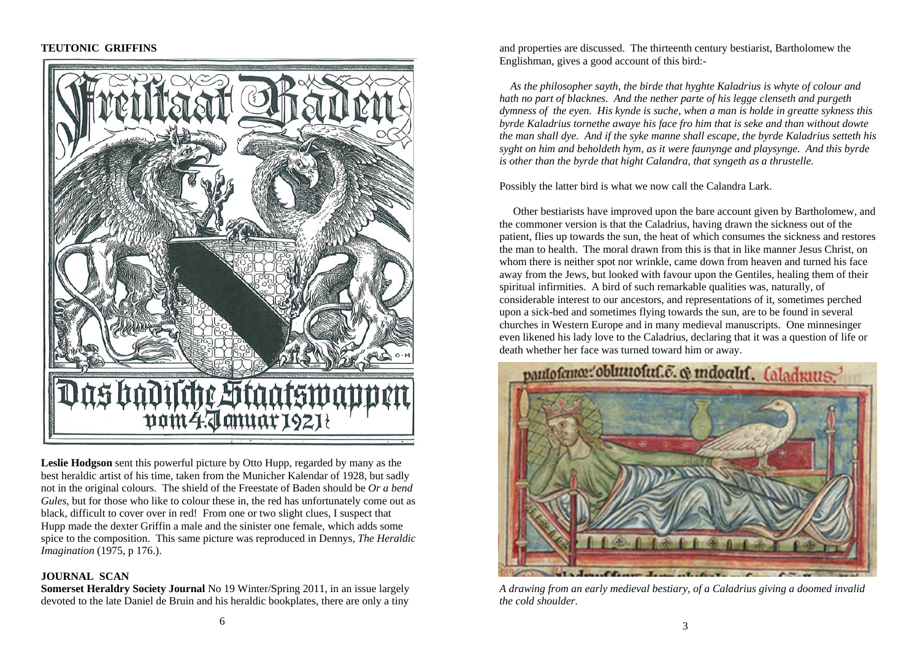## TEUTONIC GRIFFINS

**Leslie Hodgson** sent this powerful picture by Otto Hupp, regarded by many as the best heraldic artist of his time, taken from the Municher Kalendar of 1928, but sadly not in the original colours. The shield of the Freestate of Baden should be *Or a bend Gules*, but for those who like to colour these in, the red has unfortunately come out as black, difficult to cover over in red! From one or two slight clues, I suspect that Hupp made the dexter Griffin a male and the sinister one female, which adds some spice to the composition. This same picture was reproduced in Dennys, *The Heraldic Imagination* (1975, p 176.).

## JOURNAL SCAN

**Somerset Heraldry Society Journal** No 19 Winter/Spring 2011, in an issue largely devoted to the late Daniel de Bruin and his heraldic bookplates, there are only a tiny

and properties are discussed. The thirteenth century bestiarist, Bartholomew the Englishman, gives a good account of this bird:-

*As the philosopher sayth, the birde that hyghte Kaladrius is whyte of colour and hath no part of blacknes. And the nether parte of his legge clenseth and purgeth dymness of the eyen. His kynde is suche, when a man is holde in greatte sykness this byrde Kaladrius tornethe awaye his face fro him that is seke and than without dowte the man shall dye. And if the syke manne shall escape, the byrde Kaladrius setteth his syght on him and beholdeth hym, as it were faunynge and playsynge. And this byrde is other than the byrde that hight Calandra, that syngeth as a thrustelle.*

Possibly the latter bird is what we now call the Calandra Lark.

Other bestiarists have improved upon the bare account given by Bartholomew, and the commoner version is that the Caladrius, having drawn the sickness out of the patient, flies up towards the sun, the heat of which consumes the sickness and restores the man to health. The moral drawn from this is that in like manner Jesus Christ, on whom there is neither spot nor wrinkle, came down from heaven and turned his face away from the Jews, but looked with favour upon the Gentiles, healing them of their spiritual infirmities. A bird of such remarkable qualities was, naturally, of considerable interest to our ancestors, and representations of it, sometimes perched upon a sick-bed and sometimes flying towards the sun, are to be found in several churches in Western Europe and in many medieval manuscripts. One minnesinger even likened his lady love to the Caladrius, declaring that it was a question of life or death whether her face was turned toward him or away.

*A drawing from an early medieval bestiary, of a Caladrius giving a doomed invalid the cold shoulder.*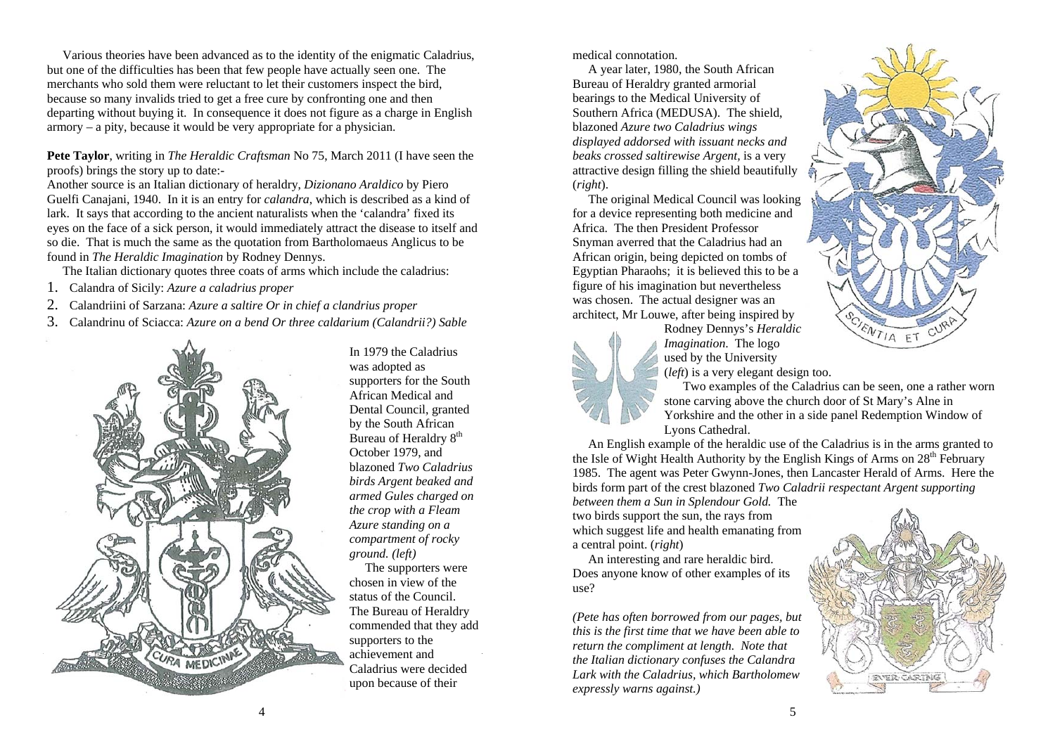Various theories have been advanced as to the identity of the enigmatic Caladrius, but one of the difficulties has been that few people have actually seen one. The merchants who sold them were reluctant to let their customers inspect the bird, because so many invalids tried to get a free cure by confronting one and then departing without buying it. In consequence it does not figure as a charge in English armory – a pity, because it would be very appropriate for a physician.

**Pete Taylor**, writing in *The Heraldic Craftsman* No 75, March 2011 (I have seen the proofs) brings the story up to date:-

Another source is an Italian dictionary of heraldry, *Dizionano Araldico* by Piero Guelfi Canajani, 1940. In it is an entry for *calandra*, which is described as a kind of lark. It says that according to the ancient naturalists when the 'calandra' fixed its eyes on the face of a sick person, it would immediately attract the disease to itself and so die. That is much the same as the quotation from Bartholomaeus Anglicus to be found in *The Heraldic Imagination* by Rodney Dennys.

The Italian dictionary quotes three coats of arms which include the caladrius:

1. Calandra of Sicily: *Azure a caladrius proper*
2. Calandriini of Sarzana: *Azure a saltire Or in chief a clandrius proper*
3. Calandrinu of Sciacca: *Azure on a bend Or three caldarium (Calandrii?) Sable*

CURA MEDICINAE

In 1979 the Caladrius was adopted as supporters for the South African Medical and Dental Council, granted by the South African Bureau of Heraldry 8th October 1979, and blazoned *Two Caladrius birds Argent beaked and armed Gules charged on the crop with a Fleam Azure standing on a compartment of rocky ground. (left)*

The supporters were chosen in view of the status of the Council. The Bureau of Heraldry commended that they add supporters to the achievement and Caladrius were decided upon because of their medical connotation.

A year later, 1980, the South African Bureau of Heraldry granted armorial bearings to the Medical University of Southern Africa (MEDUSA). The shield, blazoned *Azure two Caladrius wings displayed addorsed with issuant necks and beaks crossed saltirewise Argent*, is a very attractive design filling the shield beautifully (*right*).

SCIENTIA ET CURA

The original Medical Council was looking for a device representing both medicine and Africa. The then President Professor Snyman averred that the Caladrius had an African origin, being depicted on tombs of Egyptian Pharaohs; it is believed this to be a figure of his imagination but nevertheless was chosen. The actual designer was an architect, Mr Louwe, after being inspired by Rodney Dennys's *Heraldic Imagination*. The logo used by the University (*left*) is a very elegant design too.

Two examples of the Caladrius can be seen, one a rather worn stone carving above the church door of St Mary's Alne in Yorkshire and the other in a side panel Redemption Window of Lyons Cathedral.

An English example of the heraldic use of the Caladrius is in the arms granted to the Isle of Wight Health Authority by the English Kings of Arms on 28th February 1985. The agent was Peter Gwynn-Jones, then Lancaster Herald of Arms. Here the birds form part of the crest blazoned *Two Caladrii respectant Argent supporting between them a Sun in Splendour Gold.* The two birds support the sun, the rays from which suggest life and health emanating from a central point. (*right*)

EVER-CARING

An interesting and rare heraldic bird. Does anyone know of other examples of its use?

*(Pete has often borrowed from our pages, but this is the first time that we have been able to return the compliment at length. Note that the Italian dictionary confuses the Calandra Lark with the Caladrius, which Bartholomew expressly warns against.)*